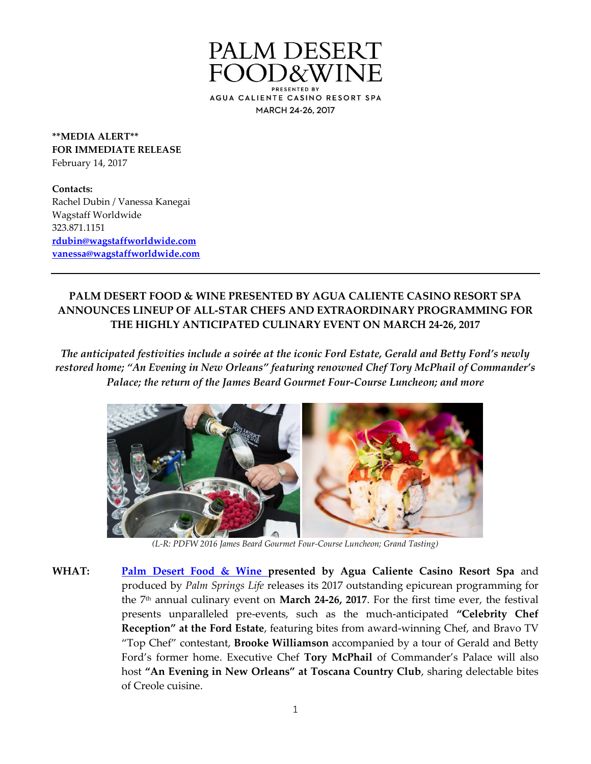# PALM DESERT FOOD&WINE

PRESENTED BY

AGUA CALIENTE CASINO RESORT SPA

MARCH 24-26, 2017

**\*\*MEDIA ALERT\*\***
**FOR IMMEDIATE RELEASE**
February 14, 2017

**Contacts:**
Rachel Dubin / Vanessa Kanegai
Wagstaff Worldwide
323.871.1151
rdubin@wagstaffworldwide.com
vanessa@wagstaffworldwide.com

---

## PALM DESERT FOOD & WINE PRESENTED BY AGUA CALIENTE CASINO RESORT SPA ANNOUNCES LINEUP OF ALL-STAR CHEFS AND EXTRAORDINARY PROGRAMMING FOR THE HIGHLY ANTICIPATED CULINARY EVENT ON MARCH 24-26, 2017

*The anticipated festivities include a soirée at the iconic Ford Estate, Gerald and Betty Ford's newly restored home; "An Evening in New Orleans" featuring renowned Chef Tory McPhail of Commander's Palace; the return of the James Beard Gourmet Four-Course Luncheon; and more*

*(L-R: PDFW 2016 James Beard Gourmet Four-Course Luncheon; Grand Tasting)*

**WHAT:** [Palm Desert Food & Wine](#) **presented by Agua Caliente Casino Resort Spa** and produced by *Palm Springs Life* releases its 2017 outstanding epicurean programming for the 7th annual culinary event on **March 24-26, 2017**. For the first time ever, the festival presents unparalleled pre-events, such as the much-anticipated **"Celebrity Chef Reception" at the Ford Estate**, featuring bites from award-winning Chef, and Bravo TV "Top Chef" contestant, **Brooke Williamson** accompanied by a tour of Gerald and Betty Ford's former home. Executive Chef **Tory McPhail** of Commander's Palace will also host **"An Evening in New Orleans" at Toscana Country Club**, sharing delectable bites of Creole cuisine.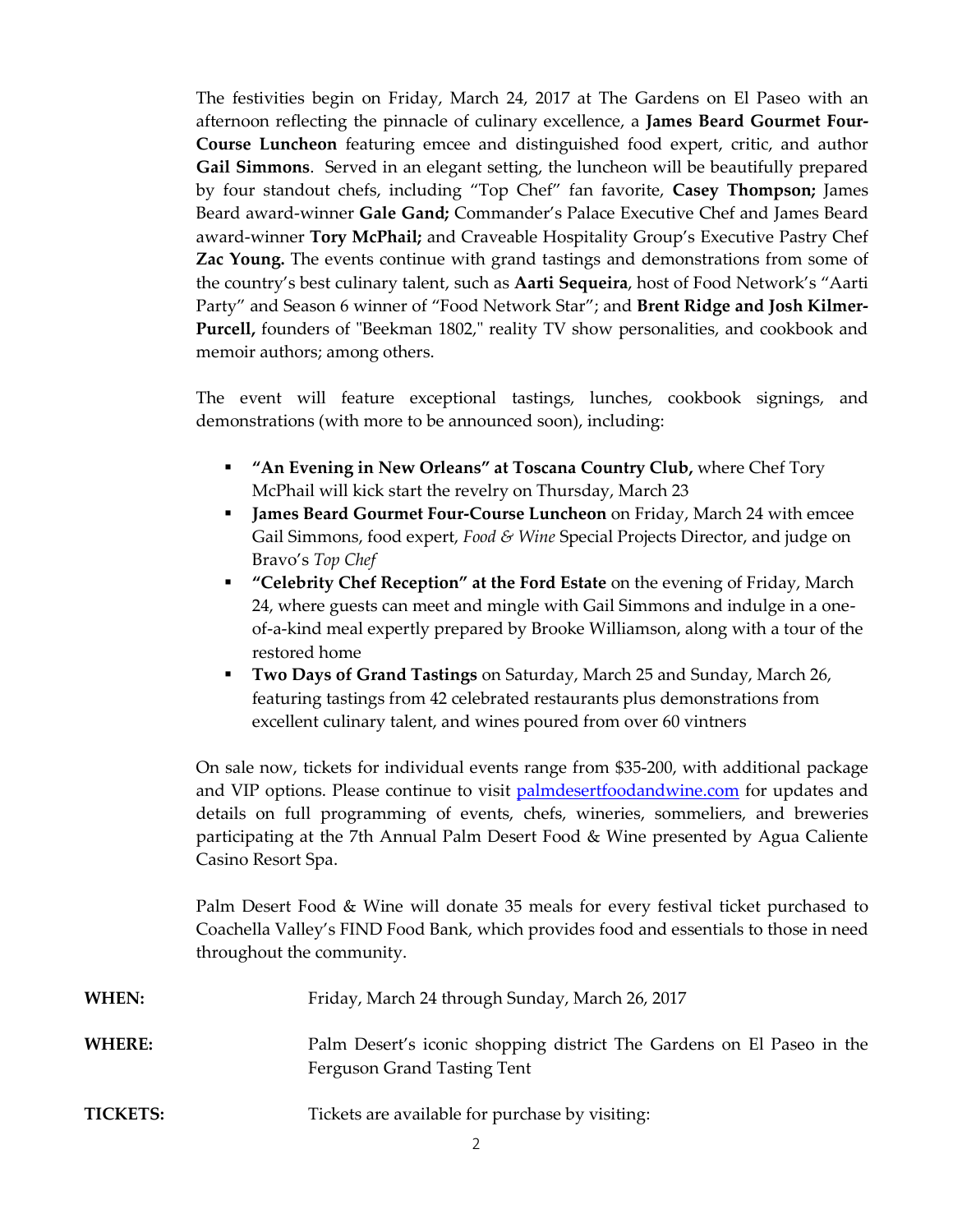The festivities begin on Friday, March 24, 2017 at The Gardens on El Paseo with an afternoon reflecting the pinnacle of culinary excellence, a **James Beard Gourmet Four-Course Luncheon** featuring emcee and distinguished food expert, critic, and author **Gail Simmons**. Served in an elegant setting, the luncheon will be beautifully prepared by four standout chefs, including "Top Chef" fan favorite, **Casey Thompson;** James Beard award-winner **Gale Gand;** Commander's Palace Executive Chef and James Beard award-winner **Tory McPhail;** and Craveable Hospitality Group's Executive Pastry Chef **Zac Young.** The events continue with grand tastings and demonstrations from some of the country's best culinary talent, such as **Aarti Sequeira**, host of Food Network's "Aarti Party" and Season 6 winner of "Food Network Star"; and **Brent Ridge and Josh Kilmer-Purcell,** founders of "Beekman 1802," reality TV show personalities, and cookbook and memoir authors; among others.

The event will feature exceptional tastings, lunches, cookbook signings, and demonstrations (with more to be announced soon), including:

- **"An Evening in New Orleans" at Toscana Country Club,** where Chef Tory McPhail will kick start the revelry on Thursday, March 23
- **James Beard Gourmet Four-Course Luncheon** on Friday, March 24 with emcee Gail Simmons, food expert, *Food & Wine* Special Projects Director, and judge on Bravo's *Top Chef*
- **"Celebrity Chef Reception" at the Ford Estate** on the evening of Friday, March 24, where guests can meet and mingle with Gail Simmons and indulge in a one-of-a-kind meal expertly prepared by Brooke Williamson, along with a tour of the restored home
- **Two Days of Grand Tastings** on Saturday, March 25 and Sunday, March 26, featuring tastings from 42 celebrated restaurants plus demonstrations from excellent culinary talent, and wines poured from over 60 vintners

On sale now, tickets for individual events range from $35-200, with additional package and VIP options. Please continue to visit [palmdesertfoodandwine.com](palmdesertfoodandwine.com) for updates and details on full programming of events, chefs, wineries, sommeliers, and breweries participating at the 7th Annual Palm Desert Food & Wine presented by Agua Caliente Casino Resort Spa.

Palm Desert Food & Wine will donate 35 meals for every festival ticket purchased to Coachella Valley's FIND Food Bank, which provides food and essentials to those in need throughout the community.

**WHEN:** Friday, March 24 through Sunday, March 26, 2017

**WHERE:** Palm Desert's iconic shopping district The Gardens on El Paseo in the Ferguson Grand Tasting Tent

**TICKETS:** Tickets are available for purchase by visiting: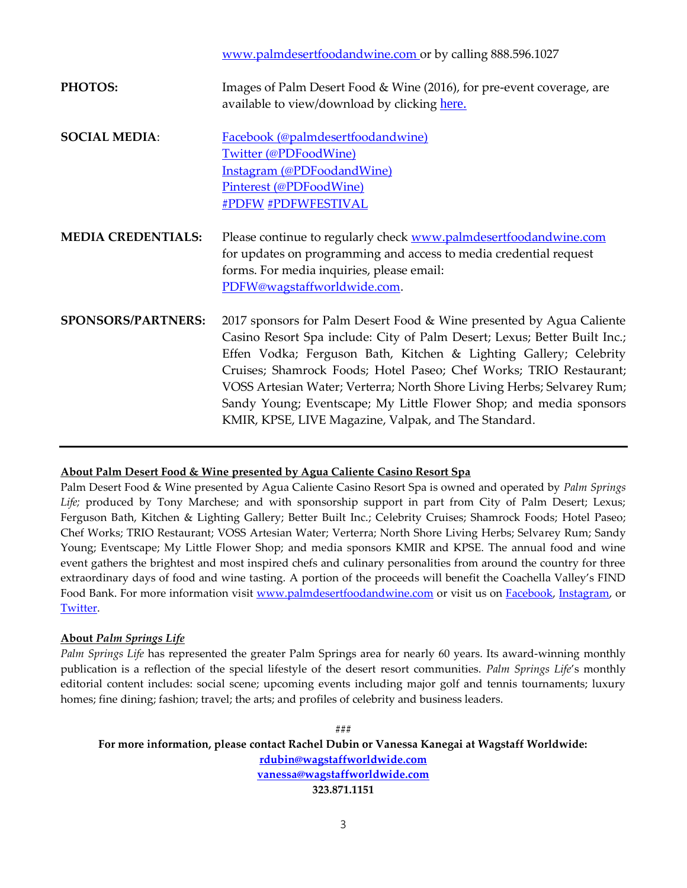www.palmdesertfoodandwine.com or by calling 888.596.1027

| | |
|---|---|
| **PHOTOS:** | Images of Palm Desert Food & Wine (2016), for pre-event coverage, are available to view/download by clicking here. |
| **SOCIAL MEDIA**: | Facebook (@palmdesertfoodandwine)<br>Twitter (@PDFoodWine)<br>Instagram (@PDFoodandWine)<br>Pinterest (@PDFoodWine)<br>#PDFW #PDFWFESTIVAL |
| **MEDIA CREDENTIALS:** | Please continue to regularly check www.palmdesertfoodandwine.com for updates on programming and access to media credential request forms. For media inquiries, please email: PDFW@wagstaffworldwide.com. |
| **SPONSORS/PARTNERS:** | 2017 sponsors for Palm Desert Food & Wine presented by Agua Caliente Casino Resort Spa include: City of Palm Desert; Lexus; Better Built Inc.; Effen Vodka; Ferguson Bath, Kitchen & Lighting Gallery; Celebrity Cruises; Shamrock Foods; Hotel Paseo; Chef Works; TRIO Restaurant; VOSS Artesian Water; Verterra; North Shore Living Herbs; Selvarey Rum; Sandy Young; Eventscape; My Little Flower Shop; and media sponsors KMIR, KPSE, LIVE Magazine, Valpak, and The Standard. |

---

**About Palm Desert Food & Wine presented by Agua Caliente Casino Resort Spa**

Palm Desert Food & Wine presented by Agua Caliente Casino Resort Spa is owned and operated by *Palm Springs Life;* produced by Tony Marchese; and with sponsorship support in part from City of Palm Desert; Lexus; Ferguson Bath, Kitchen & Lighting Gallery; Better Built Inc.; Celebrity Cruises; Shamrock Foods; Hotel Paseo; Chef Works; TRIO Restaurant; VOSS Artesian Water; Verterra; North Shore Living Herbs; Selvarey Rum; Sandy Young; Eventscape; My Little Flower Shop; and media sponsors KMIR and KPSE. The annual food and wine event gathers the brightest and most inspired chefs and culinary personalities from around the country for three extraordinary days of food and wine tasting. A portion of the proceeds will benefit the Coachella Valley's FIND Food Bank. For more information visit www.palmdesertfoodandwine.com or visit us on Facebook, Instagram, or Twitter.

**About *Palm Springs Life***

*Palm Springs Life* has represented the greater Palm Springs area for nearly 60 years. Its award-winning monthly publication is a reflection of the special lifestyle of the desert resort communities. *Palm Springs Life*'s monthly editorial content includes: social scene; upcoming events including major golf and tennis tournaments; luxury homes; fine dining; fashion; travel; the arts; and profiles of celebrity and business leaders.

###

**For more information, please contact Rachel Dubin or Vanessa Kanegai at Wagstaff Worldwide:**
**rdubin@wagstaffworldwide.com**
**vanessa@wagstaffworldwide.com**
**323.871.1151**